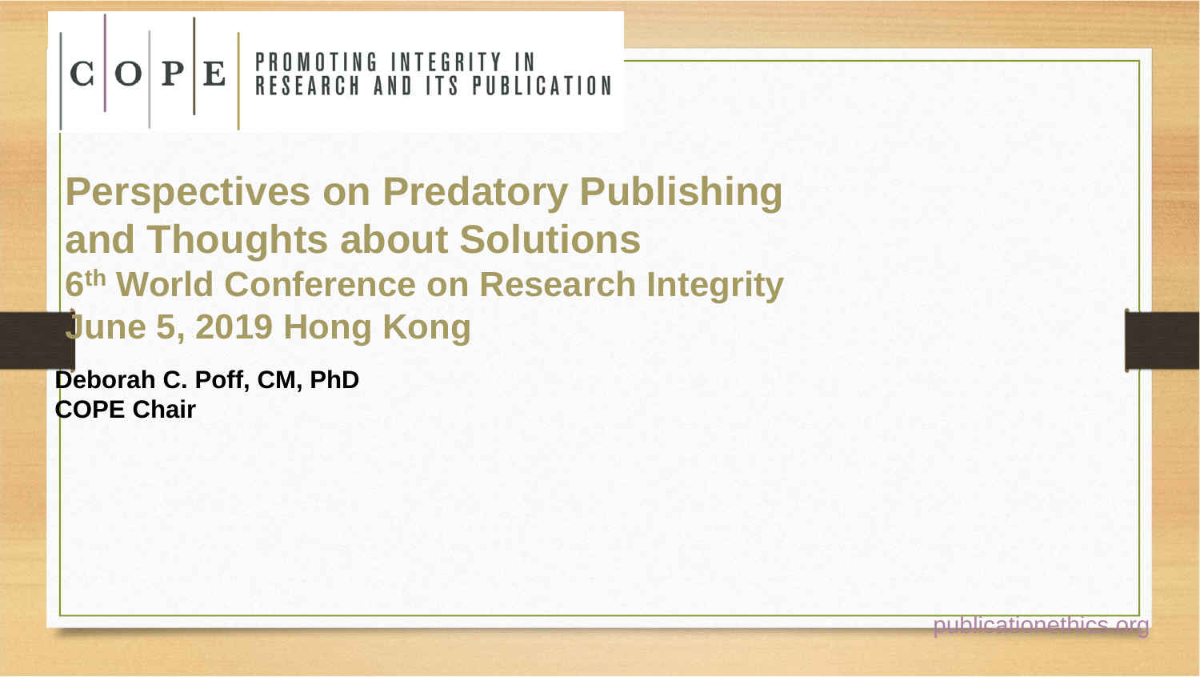COPE — PROMOTING INTEGRITY IN RESEARCH AND ITS PUBLICATION

# Perspectives on Predatory Publishing and Thoughts about Solutions

## 6th World Conference on Research Integrity

## June 5, 2019 Hong Kong

**Deborah C. Poff, CM, PhD**
**COPE Chair**

publicationethics.org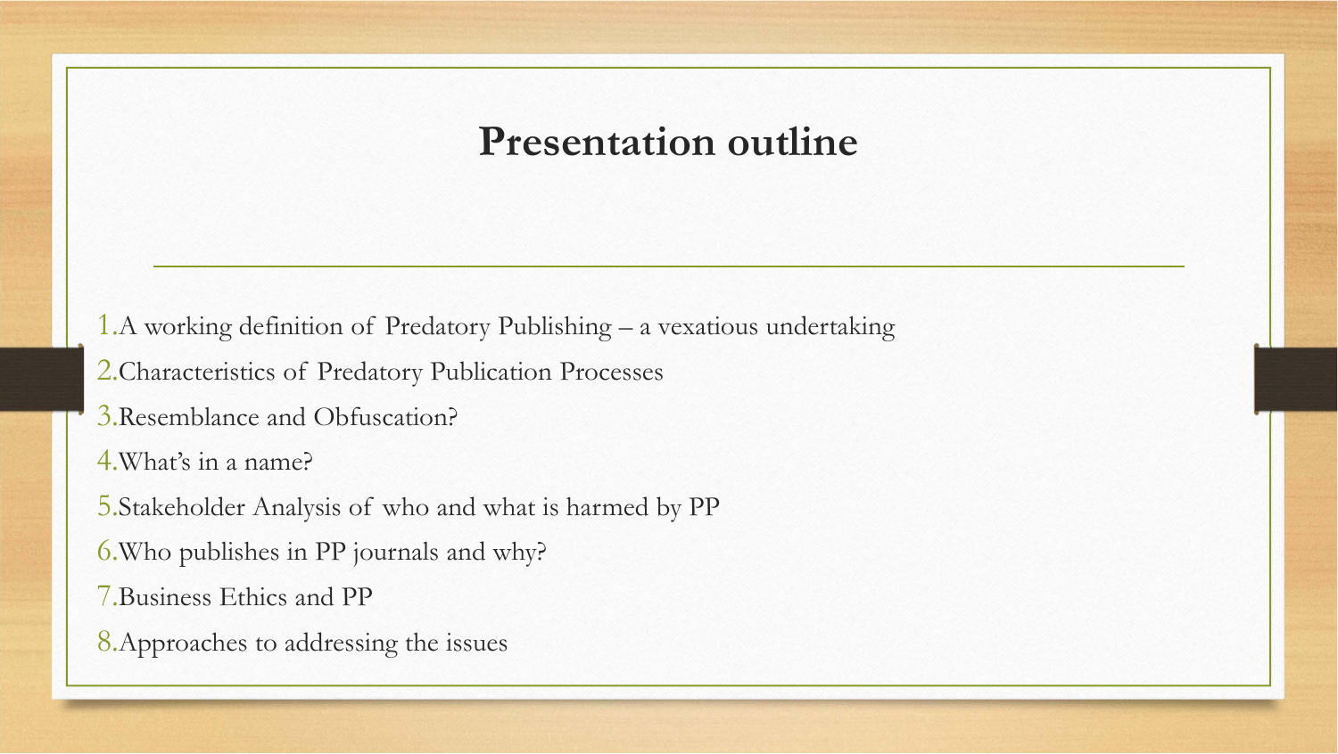# Presentation outline

1. A working definition of Predatory Publishing – a vexatious undertaking
2. Characteristics of Predatory Publication Processes
3. Resemblance and Obfuscation?
4. What's in a name?
5. Stakeholder Analysis of who and what is harmed by PP
6. Who publishes in PP journals and why?
7. Business Ethics and PP
8. Approaches to addressing the issues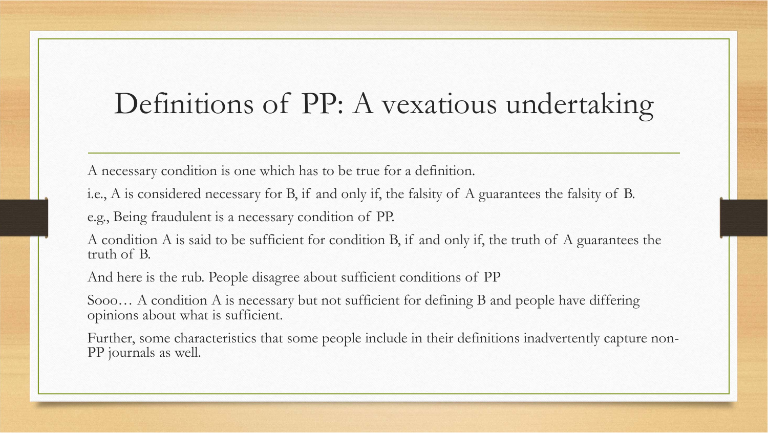# Definitions of PP: A vexatious undertaking

A necessary condition is one which has to be true for a definition.

i.e., A is considered necessary for B, if and only if, the falsity of A guarantees the falsity of B.

e.g., Being fraudulent is a necessary condition of PP.

A condition A is said to be sufficient for condition B, if and only if, the truth of A guarantees the truth of B.

And here is the rub. People disagree about sufficient conditions of PP

Sooo… A condition A is necessary but not sufficient for defining B and people have differing opinions about what is sufficient.

Further, some characteristics that some people include in their definitions inadvertently capture non-PP journals as well.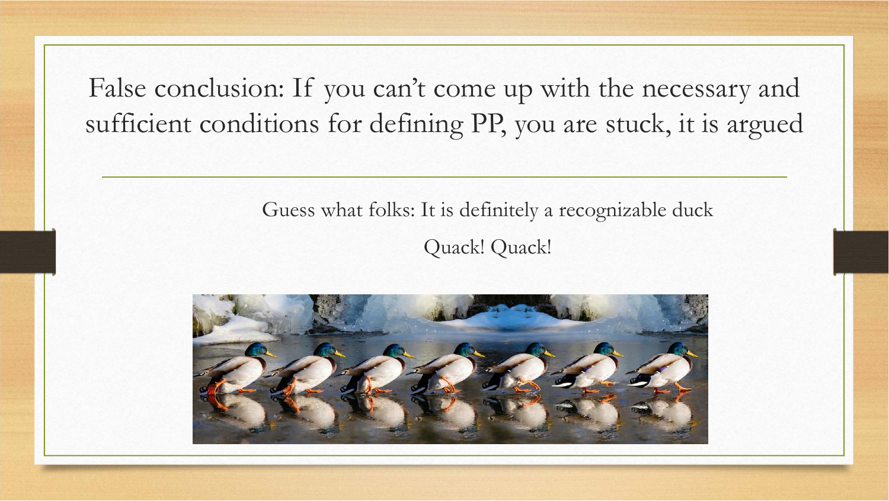# False conclusion: If you can't come up with the necessary and sufficient conditions for defining PP, you are stuck, it is argued

Guess what folks: It is definitely a recognizable duck

Quack! Quack!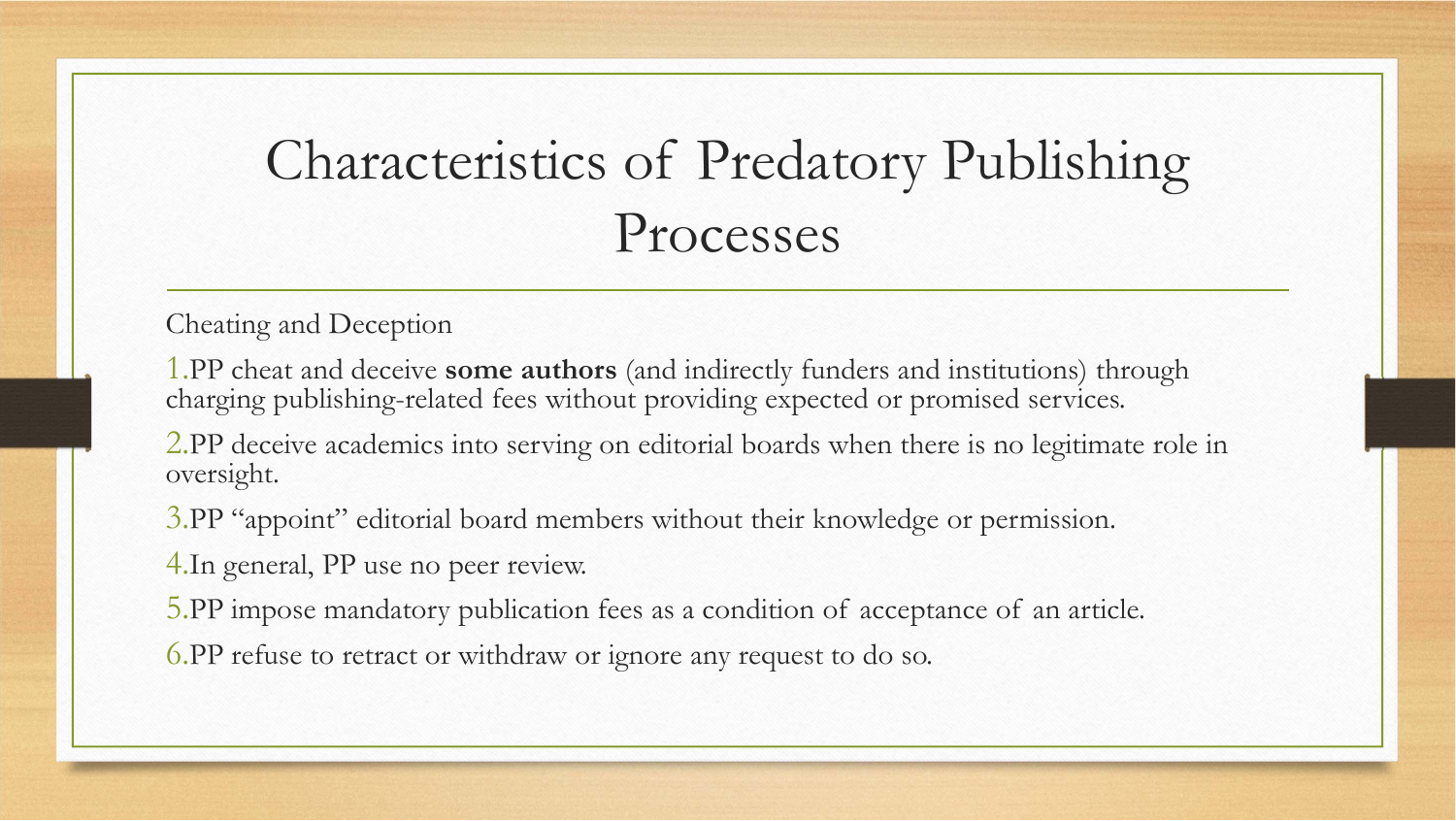# Characteristics of Predatory Publishing Processes

Cheating and Deception

1. PP cheat and deceive **some authors** (and indirectly funders and institutions) through charging publishing-related fees without providing expected or promised services.
2. PP deceive academics into serving on editorial boards when there is no legitimate role in oversight.
3. PP "appoint" editorial board members without their knowledge or permission.
4. In general, PP use no peer review.
5. PP impose mandatory publication fees as a condition of acceptance of an article.
6. PP refuse to retract or withdraw or ignore any request to do so.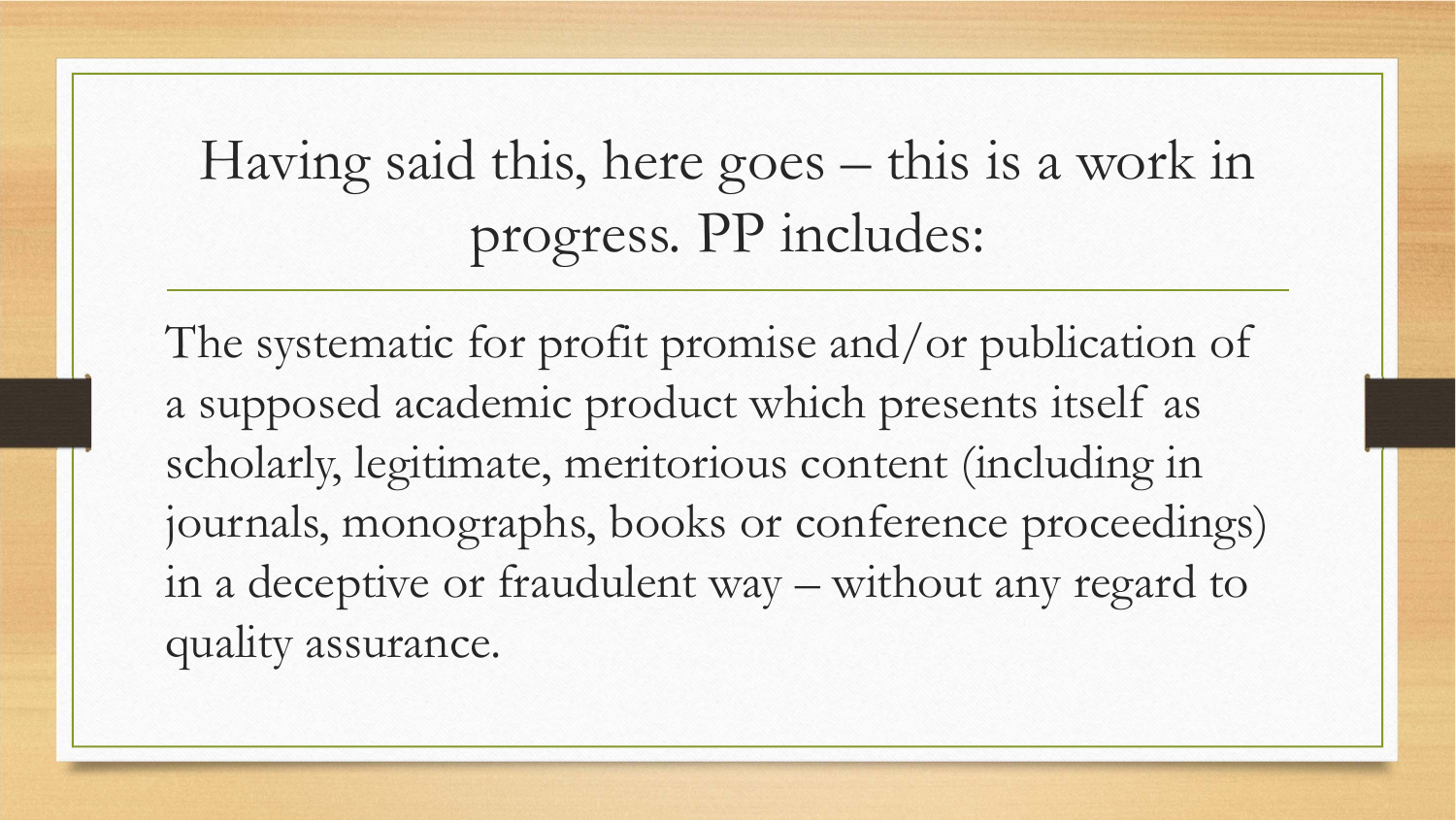# Having said this, here goes – this is a work in progress. PP includes:

The systematic for profit promise and/or publication of a supposed academic product which presents itself as scholarly, legitimate, meritorious content (including in journals, monographs, books or conference proceedings) in a deceptive or fraudulent way – without any regard to quality assurance.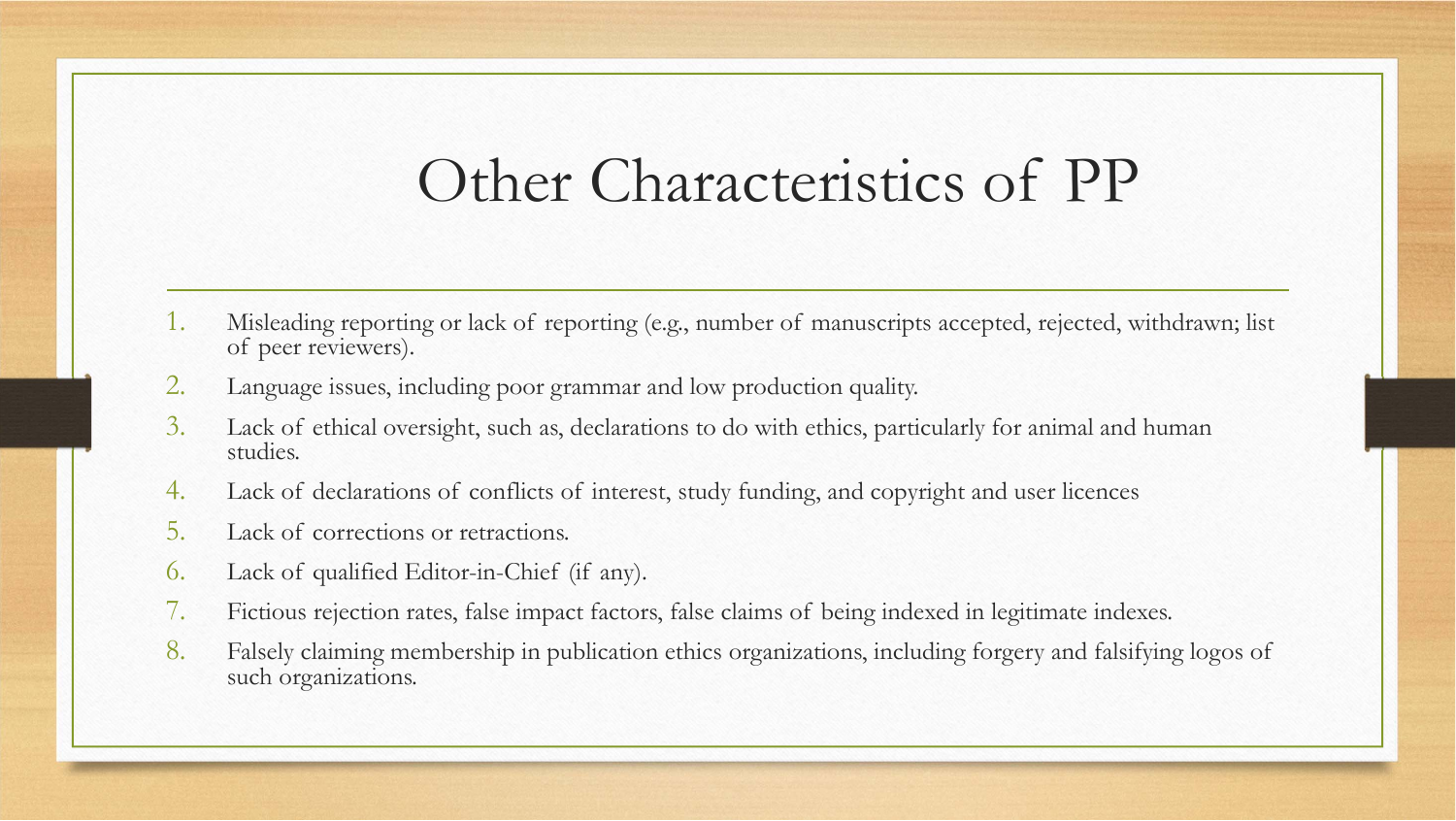# Other Characteristics of PP

1. Misleading reporting or lack of reporting (e.g., number of manuscripts accepted, rejected, withdrawn; list of peer reviewers).
2. Language issues, including poor grammar and low production quality.
3. Lack of ethical oversight, such as, declarations to do with ethics, particularly for animal and human studies.
4. Lack of declarations of conflicts of interest, study funding, and copyright and user licences
5. Lack of corrections or retractions.
6. Lack of qualified Editor-in-Chief (if any).
7. Fictious rejection rates, false impact factors, false claims of being indexed in legitimate indexes.
8. Falsely claiming membership in publication ethics organizations, including forgery and falsifying logos of such organizations.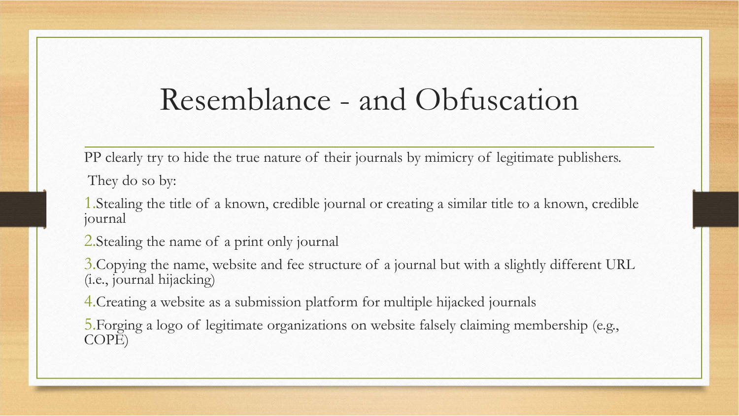# Resemblance - and Obfuscation

PP clearly try to hide the true nature of their journals by mimicry of legitimate publishers.

They do so by:

1. Stealing the title of a known, credible journal or creating a similar title to a known, credible journal
2. Stealing the name of a print only journal
3. Copying the name, website and fee structure of a journal but with a slightly different URL (i.e., journal hijacking)
4. Creating a website as a submission platform for multiple hijacked journals
5. Forging a logo of legitimate organizations on website falsely claiming membership (e.g., COPE)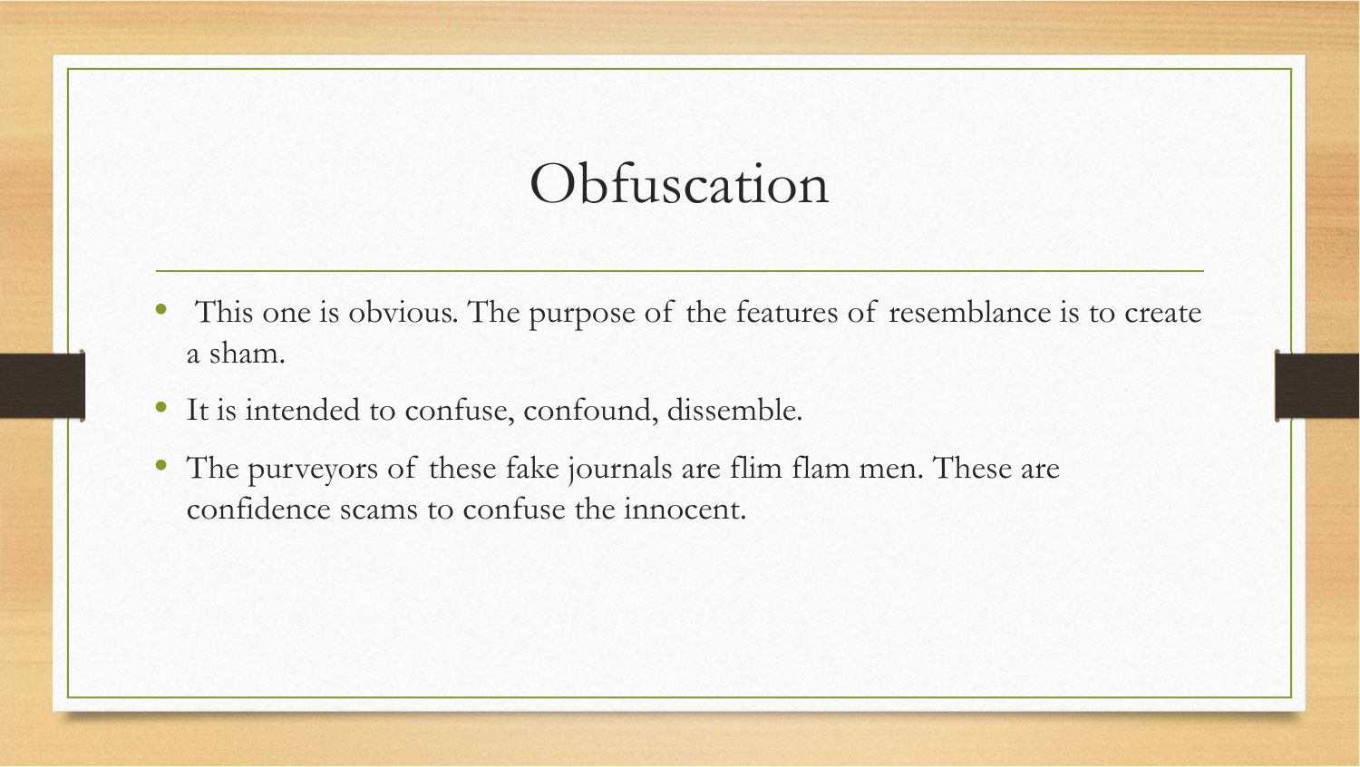# Obfuscation

- This one is obvious. The purpose of the features of resemblance is to create a sham.
- It is intended to confuse, confound, dissemble.
- The purveyors of these fake journals are flim flam men. These are confidence scams to confuse the innocent.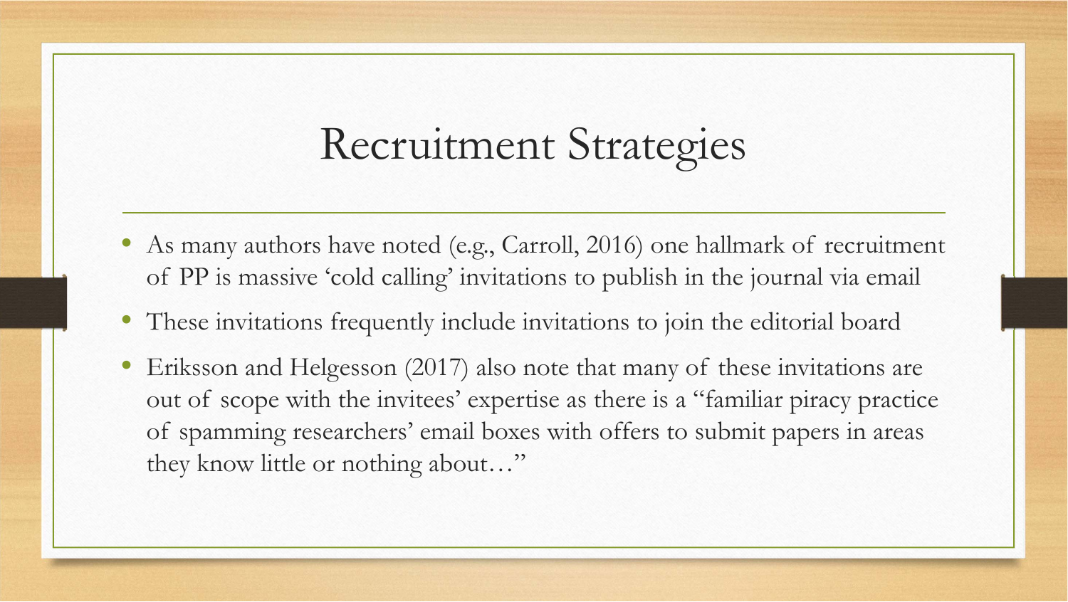# Recruitment Strategies

- As many authors have noted (e.g., Carroll, 2016) one hallmark of recruitment of PP is massive 'cold calling' invitations to publish in the journal via email
- These invitations frequently include invitations to join the editorial board
- Eriksson and Helgesson (2017) also note that many of these invitations are out of scope with the invitees' expertise as there is a "familiar piracy practice of spamming researchers' email boxes with offers to submit papers in areas they know little or nothing about…"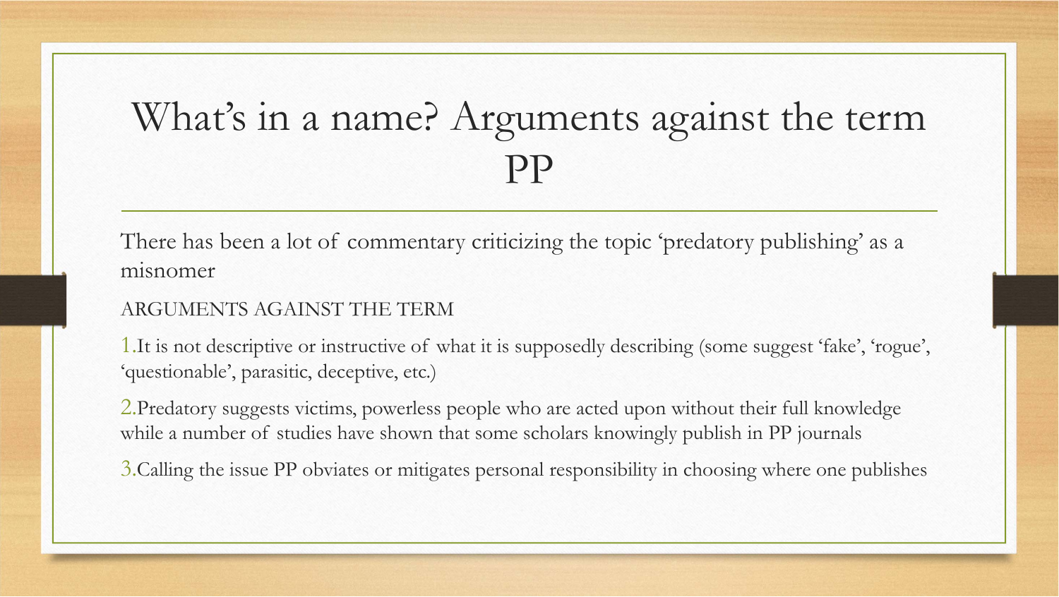# What's in a name? Arguments against the term PP

There has been a lot of commentary criticizing the topic 'predatory publishing' as a misnomer

ARGUMENTS AGAINST THE TERM

1. It is not descriptive or instructive of what it is supposedly describing (some suggest 'fake', 'rogue', 'questionable', parasitic, deceptive, etc.)
2. Predatory suggests victims, powerless people who are acted upon without their full knowledge while a number of studies have shown that some scholars knowingly publish in PP journals
3. Calling the issue PP obviates or mitigates personal responsibility in choosing where one publishes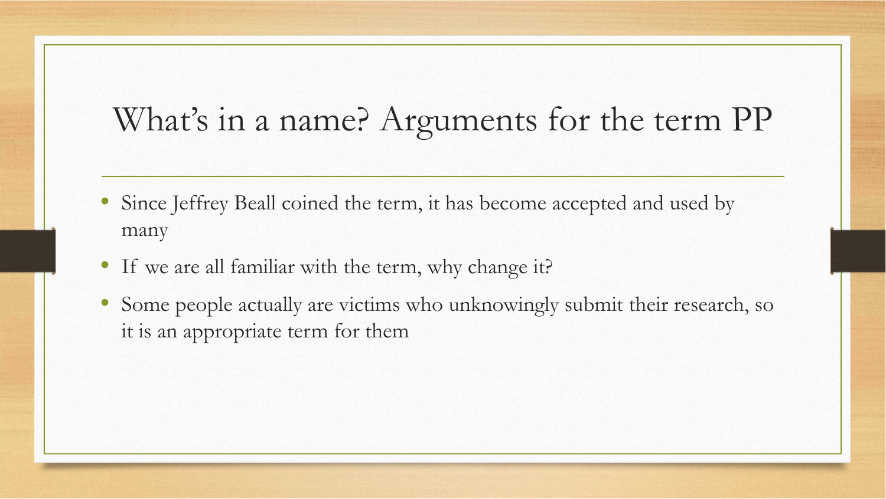# What's in a name? Arguments for the term PP

- Since Jeffrey Beall coined the term, it has become accepted and used by many
- If we are all familiar with the term, why change it?
- Some people actually are victims who unknowingly submit their research, so it is an appropriate term for them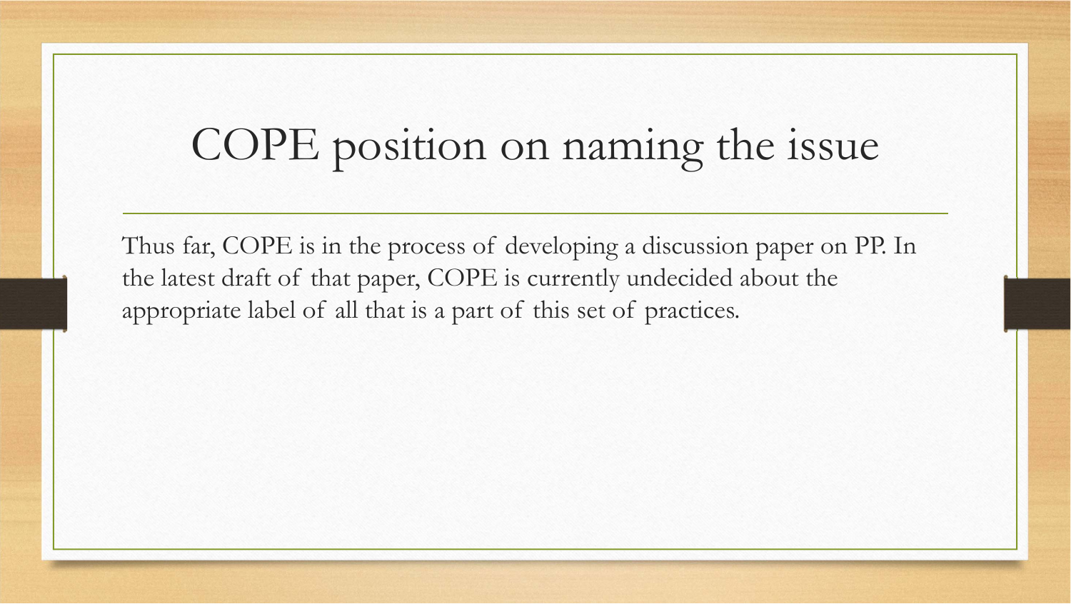# COPE position on naming the issue

Thus far, COPE is in the process of developing a discussion paper on PP. In the latest draft of that paper, COPE is currently undecided about the appropriate label of all that is a part of this set of practices.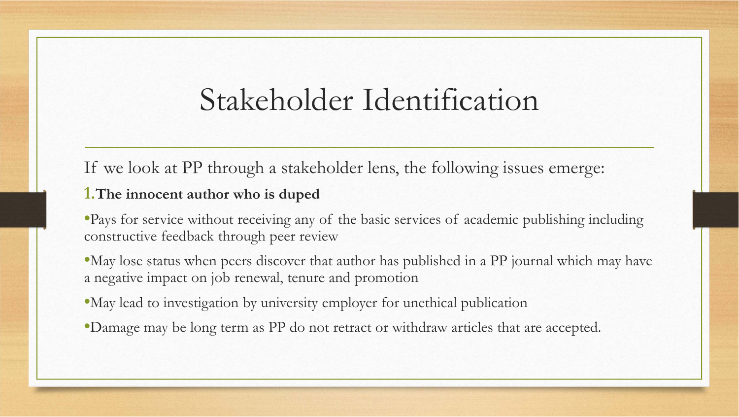# Stakeholder Identification

If we look at PP through a stakeholder lens, the following issues emerge:

1. **The innocent author who is duped**

- Pays for service without receiving any of the basic services of academic publishing including constructive feedback through peer review
- May lose status when peers discover that author has published in a PP journal which may have a negative impact on job renewal, tenure and promotion
- May lead to investigation by university employer for unethical publication
- Damage may be long term as PP do not retract or withdraw articles that are accepted.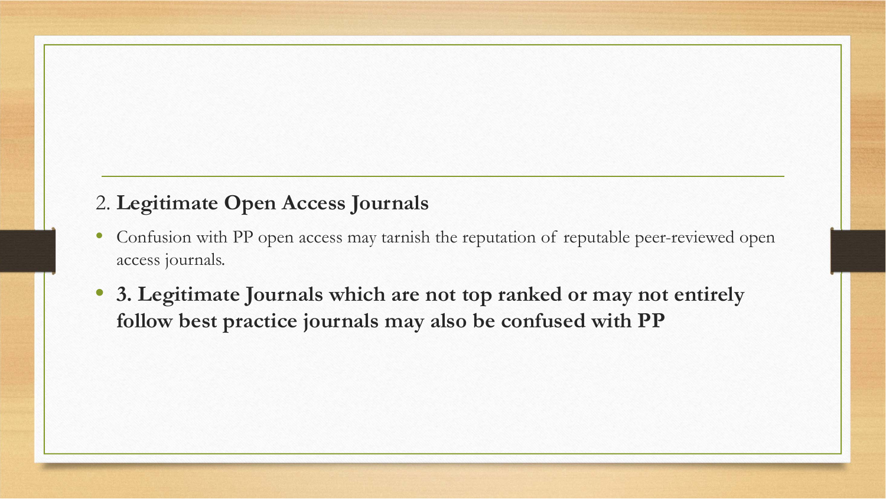2. **Legitimate Open Access Journals**

- Confusion with PP open access may tarnish the reputation of reputable peer-reviewed open access journals.
- **3. Legitimate Journals which are not top ranked or may not entirely follow best practice journals may also be confused with PP**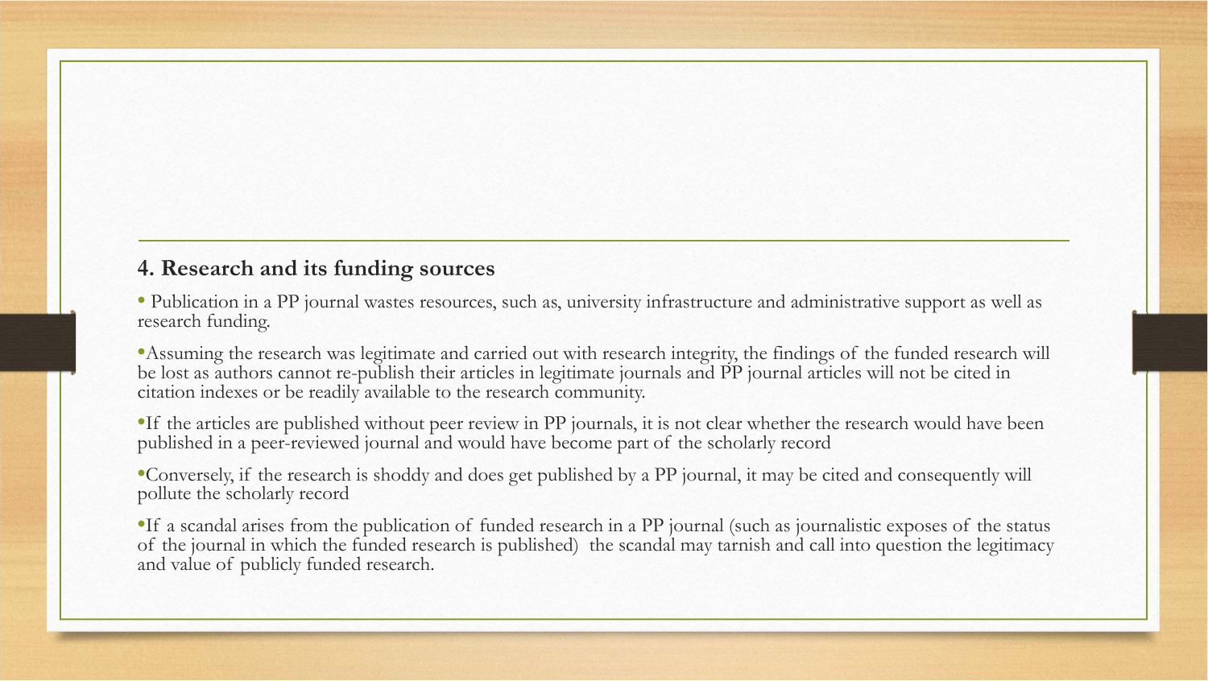## 4. Research and its funding sources

- Publication in a PP journal wastes resources, such as, university infrastructure and administrative support as well as research funding.
- Assuming the research was legitimate and carried out with research integrity, the findings of the funded research will be lost as authors cannot re-publish their articles in legitimate journals and PP journal articles will not be cited in citation indexes or be readily available to the research community.
- If the articles are published without peer review in PP journals, it is not clear whether the research would have been published in a peer-reviewed journal and would have become part of the scholarly record
- Conversely, if the research is shoddy and does get published by a PP journal, it may be cited and consequently will pollute the scholarly record
- If a scandal arises from the publication of funded research in a PP journal (such as journalistic exposes of the status of the journal in which the funded research is published) the scandal may tarnish and call into question the legitimacy and value of publicly funded research.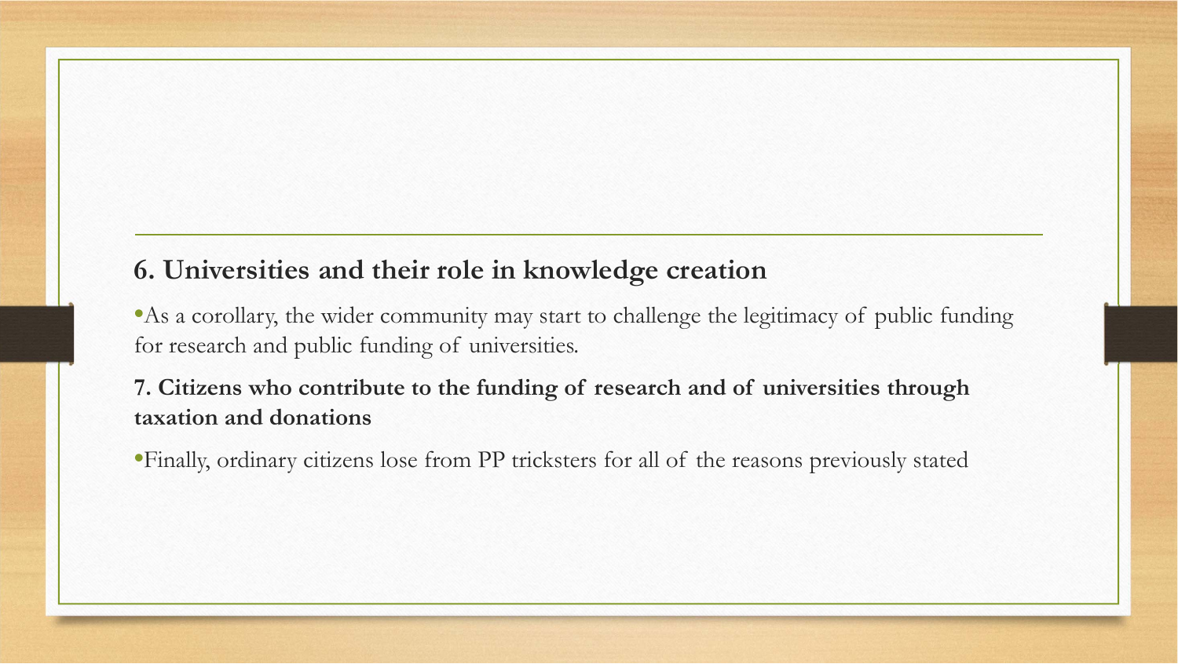**6. Universities and their role in knowledge creation**

- As a corollary, the wider community may start to challenge the legitimacy of public funding for research and public funding of universities.

**7. Citizens who contribute to the funding of research and of universities through taxation and donations**

- Finally, ordinary citizens lose from PP tricksters for all of the reasons previously stated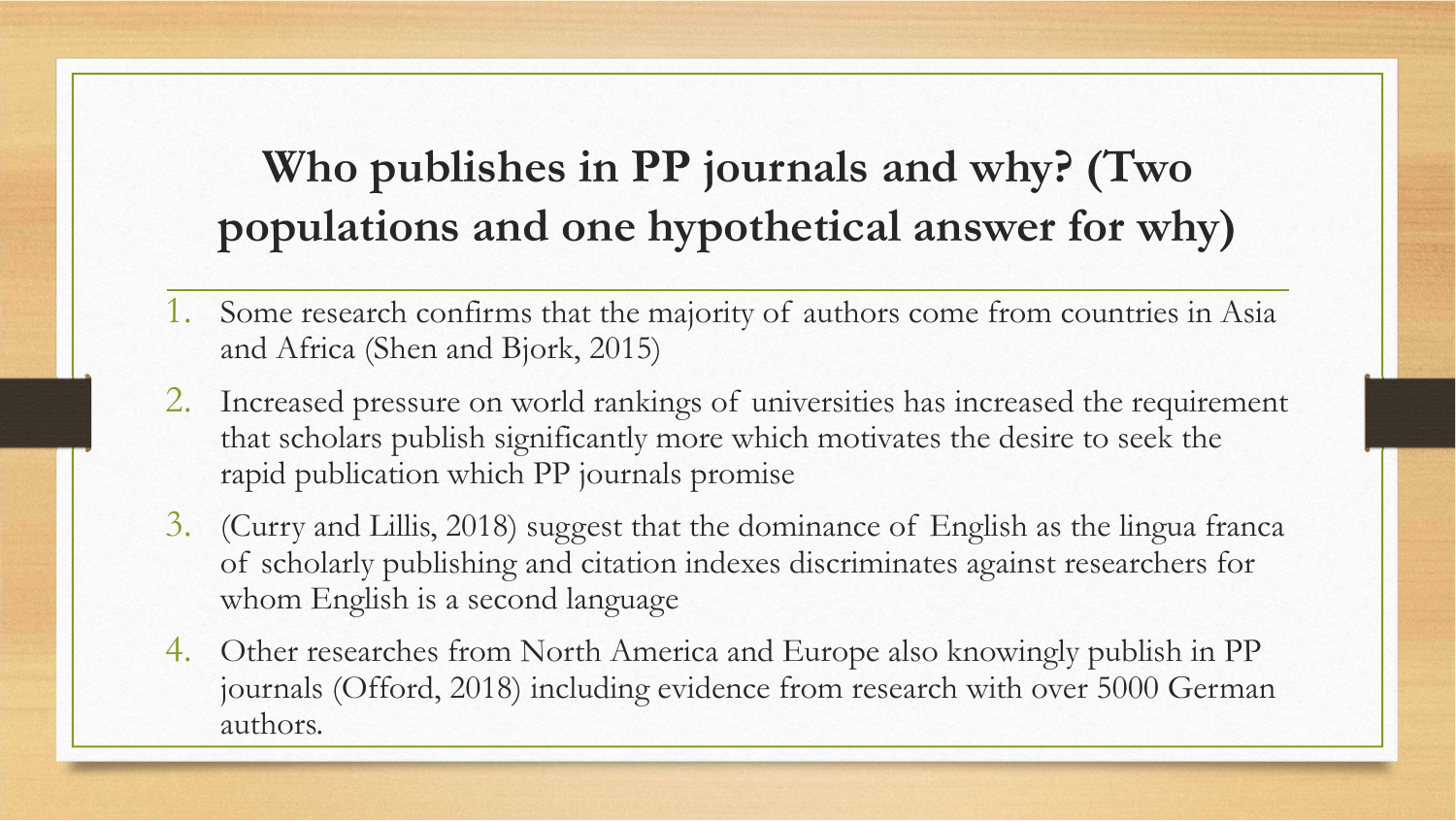# Who publishes in PP journals and why? (Two populations and one hypothetical answer for why)

1. Some research confirms that the majority of authors come from countries in Asia and Africa (Shen and Bjork, 2015)
2. Increased pressure on world rankings of universities has increased the requirement that scholars publish significantly more which motivates the desire to seek the rapid publication which PP journals promise
3. (Curry and Lillis, 2018) suggest that the dominance of English as the lingua franca of scholarly publishing and citation indexes discriminates against researchers for whom English is a second language
4. Other researches from North America and Europe also knowingly publish in PP journals (Offord, 2018) including evidence from research with over 5000 German authors.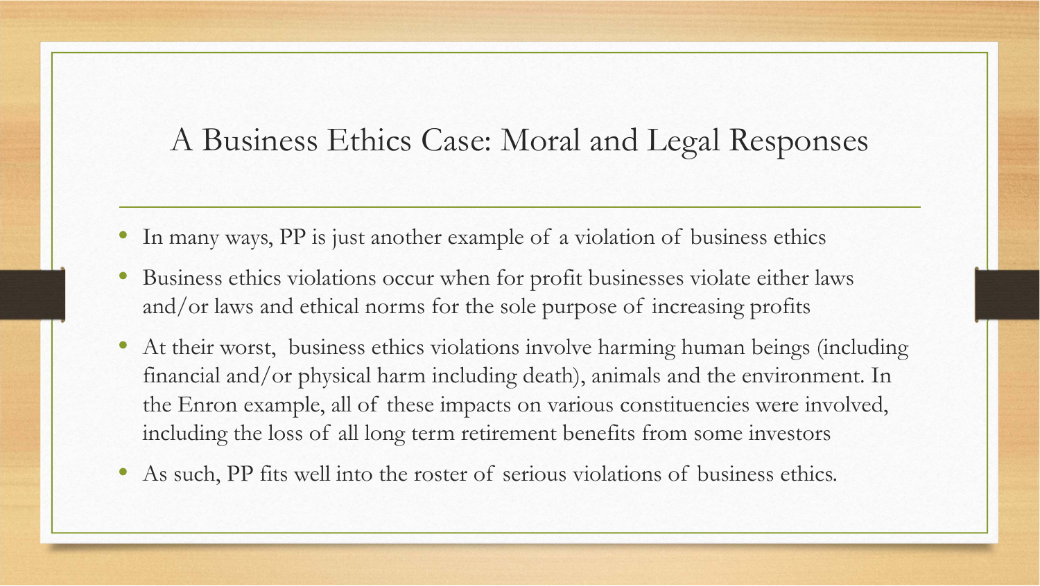# A Business Ethics Case: Moral and Legal Responses

- In many ways, PP is just another example of a violation of business ethics
- Business ethics violations occur when for profit businesses violate either laws and/or laws and ethical norms for the sole purpose of increasing profits
- At their worst, business ethics violations involve harming human beings (including financial and/or physical harm including death), animals and the environment. In the Enron example, all of these impacts on various constituencies were involved, including the loss of all long term retirement benefits from some investors
- As such, PP fits well into the roster of serious violations of business ethics.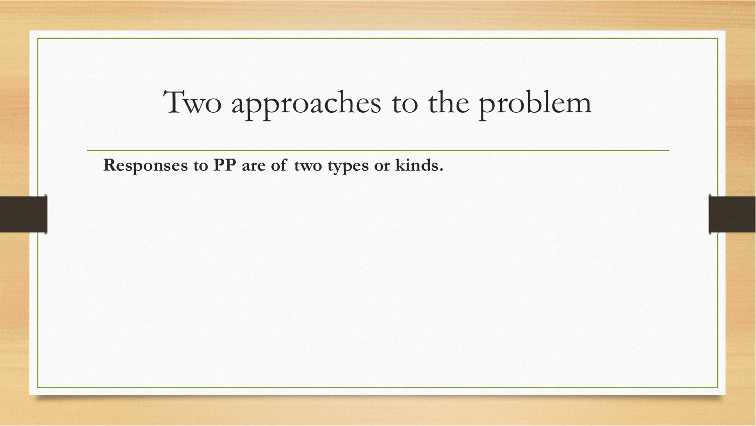# Two approaches to the problem

**Responses to PP are of two types or kinds.**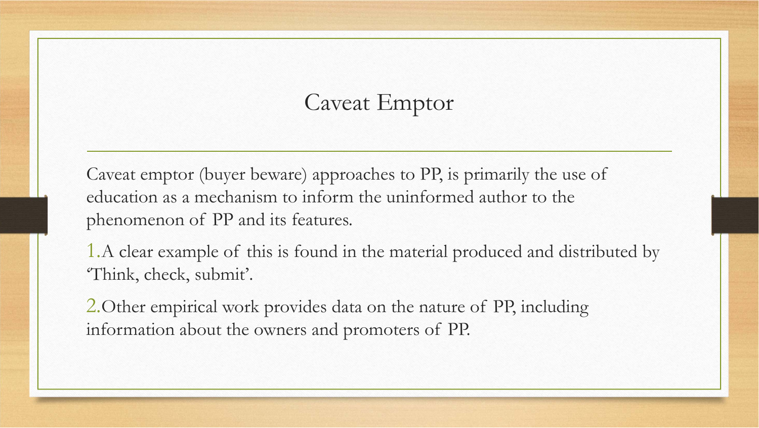# Caveat Emptor

Caveat emptor (buyer beware) approaches to PP, is primarily the use of education as a mechanism to inform the uninformed author to the phenomenon of PP and its features.

1. A clear example of this is found in the material produced and distributed by 'Think, check, submit'.
2. Other empirical work provides data on the nature of PP, including information about the owners and promoters of PP.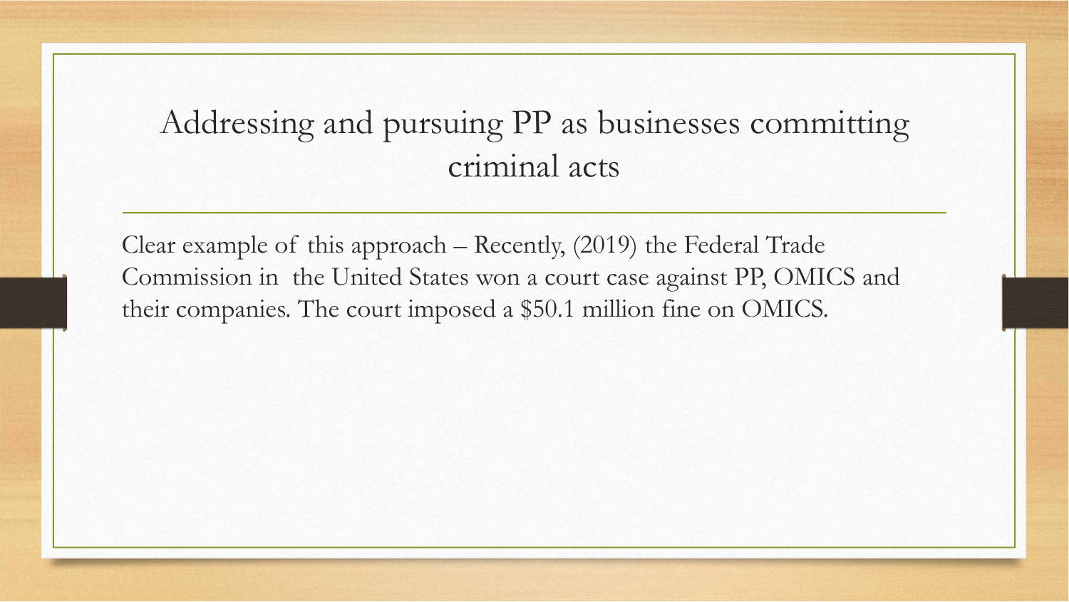# Addressing and pursuing PP as businesses committing criminal acts

Clear example of this approach – Recently, (2019) the Federal Trade Commission in the United States won a court case against PP, OMICS and their companies. The court imposed a $50.1 million fine on OMICS.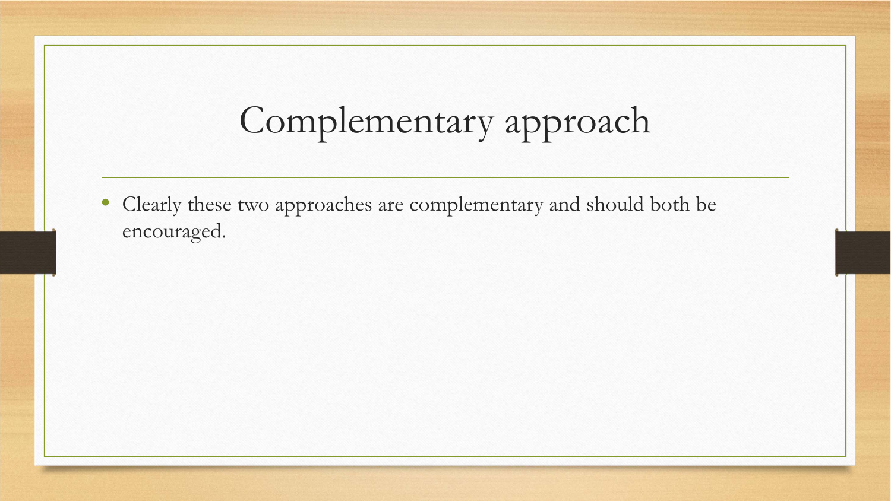# Complementary approach

- Clearly these two approaches are complementary and should both be encouraged.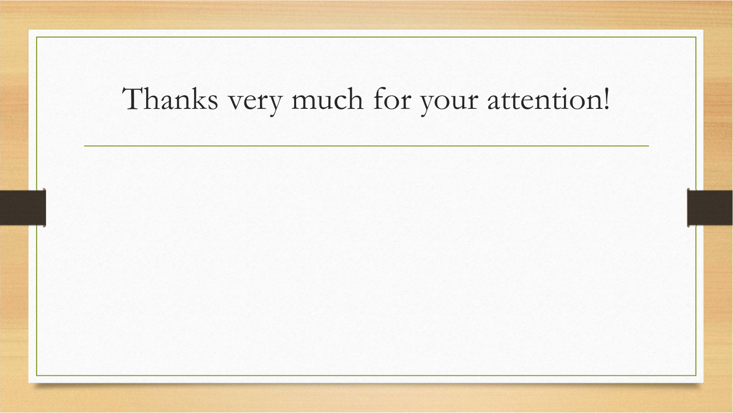# Thanks very much for your attention!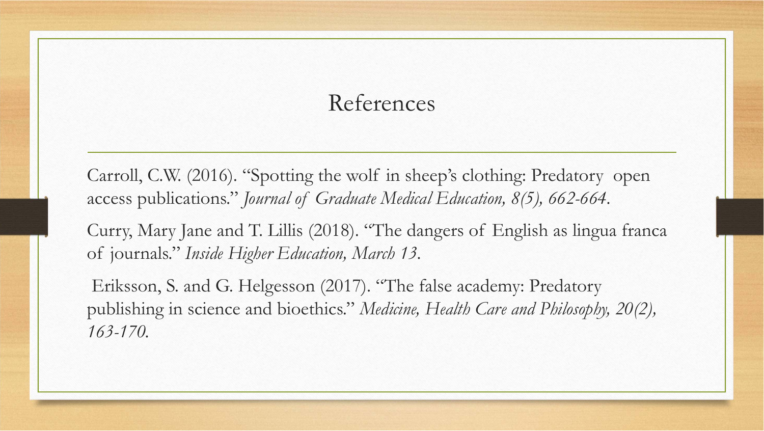# References

Carroll, C.W. (2016). "Spotting the wolf in sheep's clothing: Predatory open access publications." *Journal of Graduate Medical Education, 8(5), 662-664*.

Curry, Mary Jane and T. Lillis (2018). "The dangers of English as lingua franca of journals." *Inside Higher Education, March 13*.

Eriksson, S. and G. Helgesson (2017). "The false academy: Predatory publishing in science and bioethics." *Medicine, Health Care and Philosophy, 20(2), 163-170.*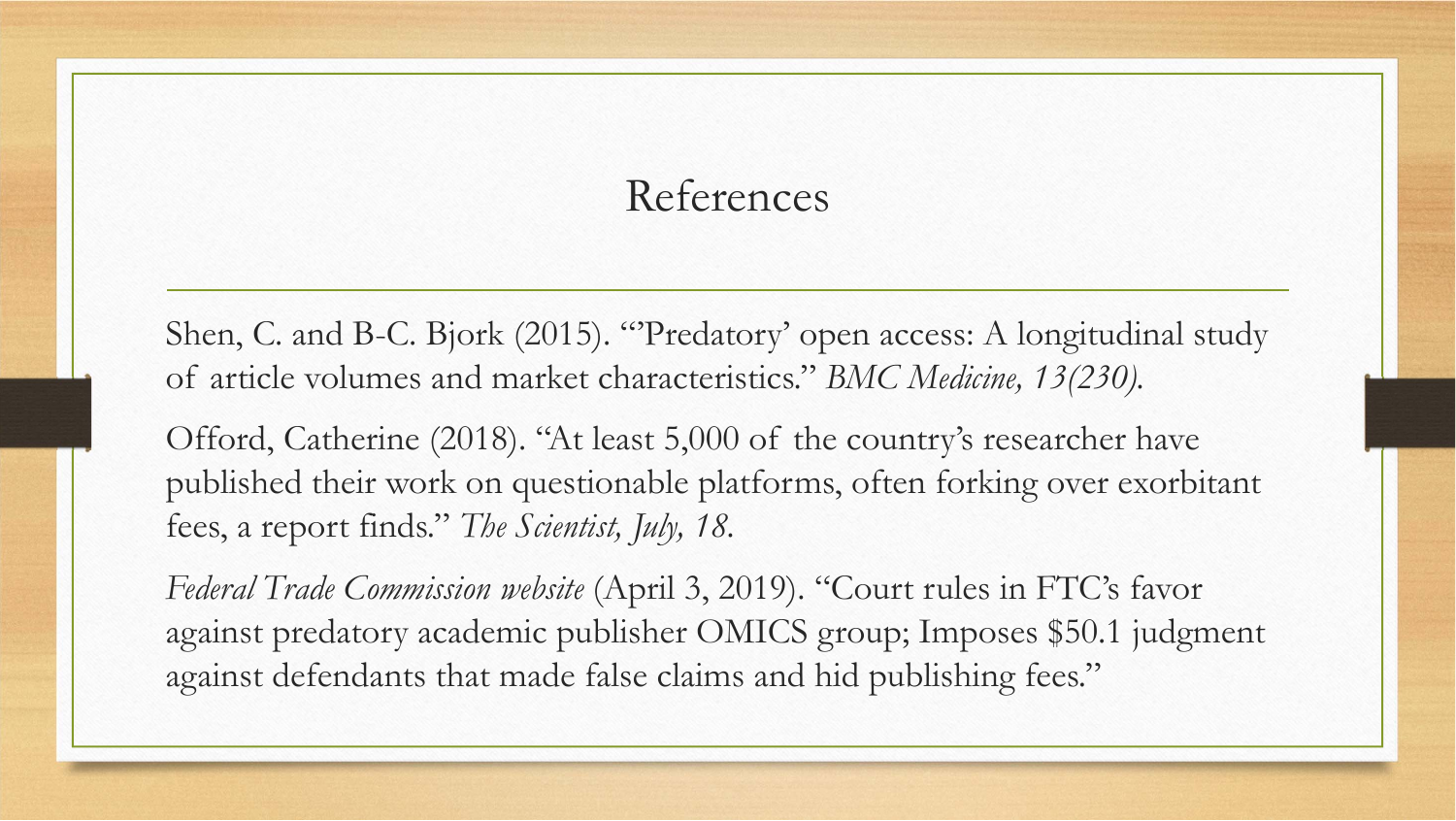# References

Shen, C. and B-C. Bjork (2015). "'Predatory' open access: A longitudinal study of article volumes and market characteristics." *BMC Medicine, 13(230).*

Offord, Catherine (2018). "At least 5,000 of the country's researcher have published their work on questionable platforms, often forking over exorbitant fees, a report finds." *The Scientist, July, 18.*

*Federal Trade Commission website* (April 3, 2019). "Court rules in FTC's favor against predatory academic publisher OMICS group; Imposes $50.1 judgment against defendants that made false claims and hid publishing fees."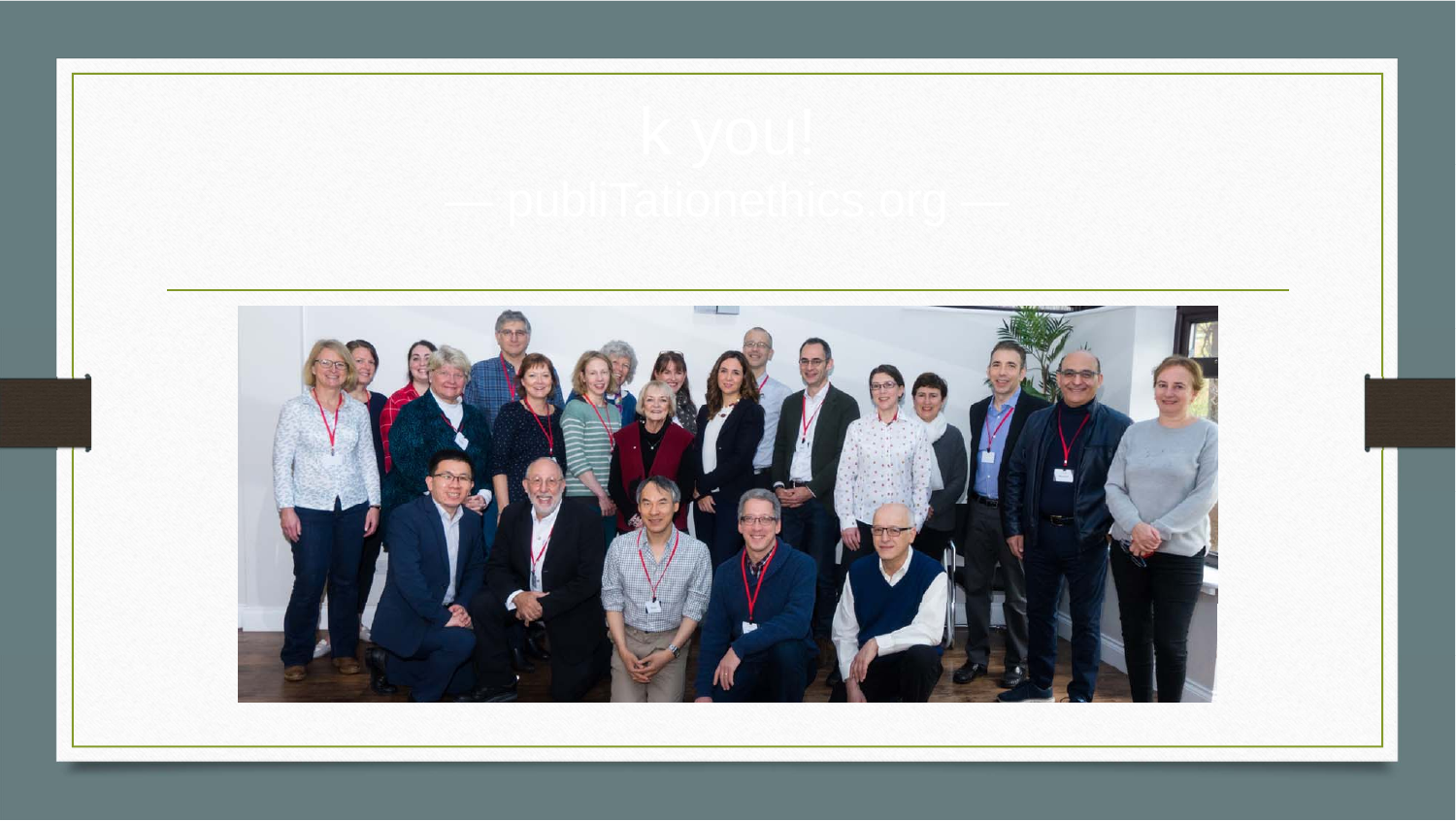# k you!

— publiTationethics.org —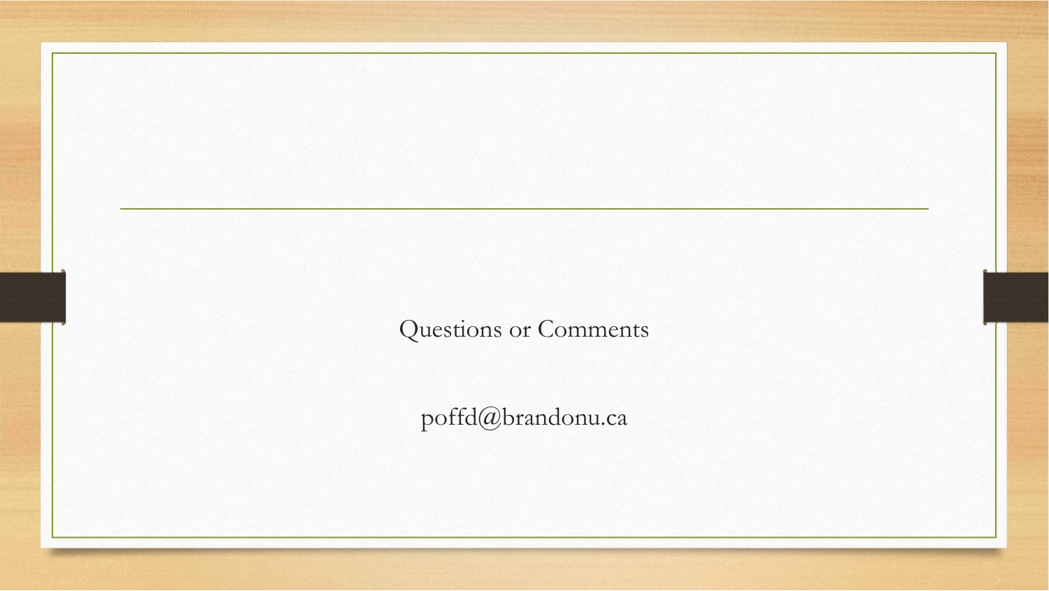Questions or Comments

poffd@brandonu.ca